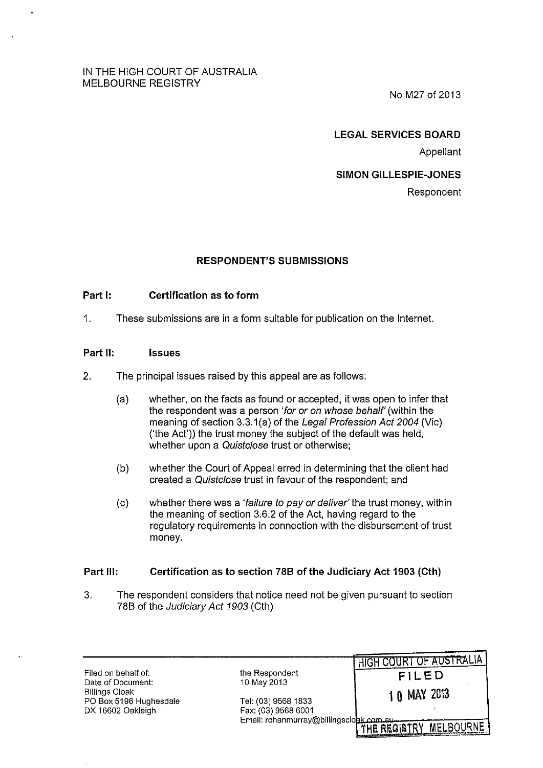IN THE HIGH COURT OF AUSTRALIA
MELBOURNE REGISTRY

No M27 of 2013

**LEGAL SERVICES BOARD**

Appellant

**SIMON GILLESPIE-JONES**

Respondent

## RESPONDENT'S SUBMISSIONS

### Part I: Certification as to form

1. These submissions are in a form suitable for publication on the Internet.

### Part II: Issues

2. The principal issues raised by this appeal are as follows:

   (a) whether, on the facts as found or accepted, it was open to infer that the respondent was a person '*for or on whose behalf*' (within the meaning of section 3.3.1(a) of the *Legal Profession Act 2004* (Vic) ('the Act')) the trust money the subject of the default was held, whether upon a *Quistclose* trust or otherwise;

   (b) whether the Court of Appeal erred in determining that the client had created a *Quistclose* trust in favour of the respondent; and

   (c) whether there was a '*failure to pay or deliver*' the trust money, within the meaning of section 3.6.2 of the Act, having regard to the regulatory requirements in connection with the disbursement of trust money.

### Part III: Certification as to section 78B of the Judiciary Act 1903 (Cth)

3. The respondent considers that notice need not be given pursuant to section 78B of the *Judiciary Act 1903* (Cth)

---

Filed on behalf of: the Respondent
Date of Document: 10 May 2013
Billings Cloak
PO Box 5196 Hughesdale
DX 16602 Oakleigh

Tel: (03) 9568 1833
Fax: (03) 9568 6001
Email: rohanmurray@billingscloak.com.au

HIGH COURT OF AUSTRALIA
FILED
10 MAY 2013
THE REGISTRY MELBOURNE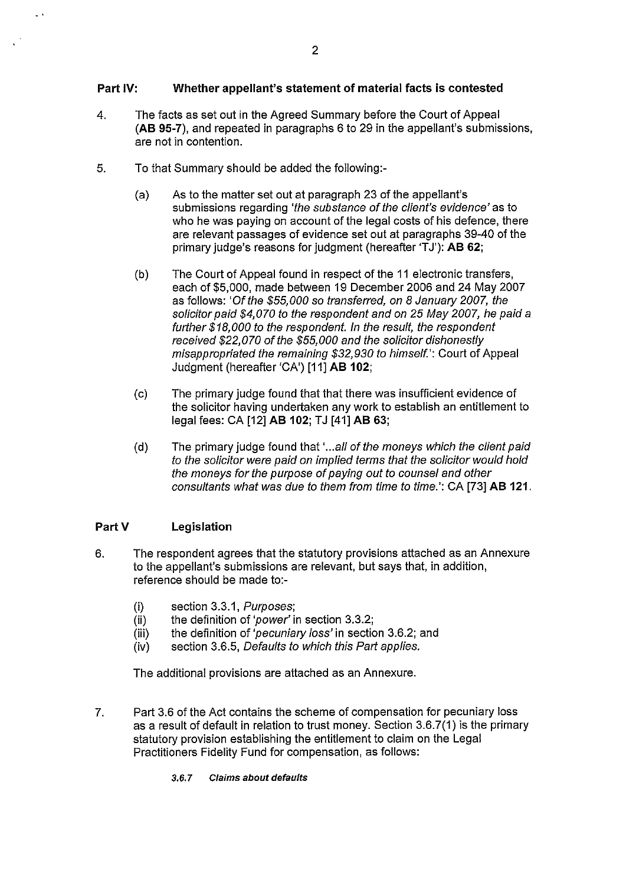## Part IV: Whether appellant's statement of material facts is contested

4. The facts as set out in the Agreed Summary before the Court of Appeal (**AB 95-7**), and repeated in paragraphs 6 to 29 in the appellant's submissions, are not in contention.

5. To that Summary should be added the following:-

   (a) As to the matter set out at paragraph 23 of the appellant's submissions regarding *'the substance of the client's evidence'* as to who he was paying on account of the legal costs of his defence, there are relevant passages of evidence set out at paragraphs 39-40 of the primary judge's reasons for judgment (hereafter 'TJ'): **AB 62**;

   (b) The Court of Appeal found in respect of the 11 electronic transfers, each of $5,000, made between 19 December 2006 and 24 May 2007 as follows: *'Of the $55,000 so transferred, on 8 January 2007, the solicitor paid $4,070 to the respondent and on 25 May 2007, he paid a further $18,000 to the respondent. In the result, the respondent received $22,070 of the $55,000 and the solicitor dishonestly misappropriated the remaining $32,930 to himself.'*: Court of Appeal Judgment (hereafter 'CA') [11] **AB 102**;

   (c) The primary judge found that that there was insufficient evidence of the solicitor having undertaken any work to establish an entitlement to legal fees: CA [12] **AB 102**; TJ [41] **AB 63**;

   (d) The primary judge found that *'...all of the moneys which the client paid to the solicitor were paid on implied terms that the solicitor would hold the moneys for the purpose of paying out to counsel and other consultants what was due to them from time to time.'*: CA [73] **AB 121**.

## Part V Legislation

6. The respondent agrees that the statutory provisions attached as an Annexure to the appellant's submissions are relevant, but says that, in addition, reference should be made to:-

   (i) section 3.3.1, *Purposes*;
   (ii) the definition of *'power'* in section 3.3.2;
   (iii) the definition of *'pecuniary loss'* in section 3.6.2; and
   (iv) section 3.6.5, *Defaults to which this Part applies.*

   The additional provisions are attached as an Annexure.

7. Part 3.6 of the Act contains the scheme of compensation for pecuniary loss as a result of default in relation to trust money. Section 3.6.7(1) is the primary statutory provision establishing the entitlement to claim on the Legal Practitioners Fidelity Fund for compensation, as follows:

   ***3.6.7 Claims about defaults***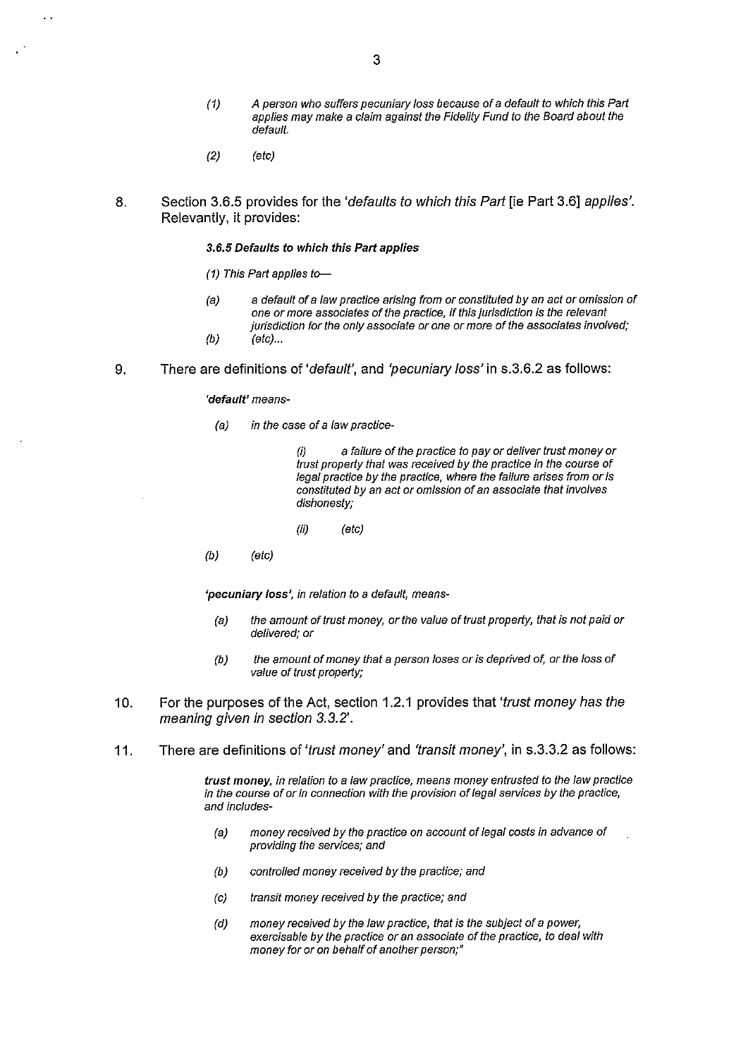> *(1) A person who suffers pecuniary loss because of a default to which this Part applies may make a claim against the Fidelity Fund to the Board about the default.*
>
> *(2) (etc)*

8. Section 3.6.5 provides for the '*defaults to which this Part* [ie Part 3.6] *applies*'. Relevantly, it provides:

> ***3.6.5 Defaults to which this Part applies***
>
> *(1) This Part applies to—*
>
> *(a) a default of a law practice arising from or constituted by an act or omission of one or more associates of the practice, if this jurisdiction is the relevant jurisdiction for the only associate or one or more of the associates involved;*
>
> *(b) (etc)...*

9. There are definitions of '*default*', and '*pecuniary loss*' in s.3.6.2 as follows:

> ***'default'*** *means-*
>
> *(a) in the case of a law practice-*
>
> > *(i) a failure of the practice to pay or deliver trust money or trust property that was received by the practice in the course of legal practice by the practice, where the failure arises from or is constituted by an act or omission of an associate that involves dishonesty;*
> >
> > *(ii) (etc)*
>
> *(b) (etc)*
>
> ***'pecuniary loss'****, in relation to a default, means-*
>
> *(a) the amount of trust money, or the value of trust property, that is not paid or delivered; or*
>
> *(b) the amount of money that a person loses or is deprived of, or the loss of value of trust property;*

10. For the purposes of the Act, section 1.2.1 provides that '*trust money has the meaning given in section 3.3.2*'.

11. There are definitions of '*trust money*' and '*transit money*', in s.3.3.2 as follows:

> ***trust money****, in relation to a law practice, means money entrusted to the law practice in the course of or in connection with the provision of legal services by the practice, and includes-*
>
> *(a) money received by the practice on account of legal costs in advance of providing the services; and*
>
> *(b) controlled money received by the practice; and*
>
> *(c) transit money received by the practice; and*
>
> *(d) money received by the law practice, that is the subject of a power, exercisable by the practice or an associate of the practice, to deal with money for or on behalf of another person;"*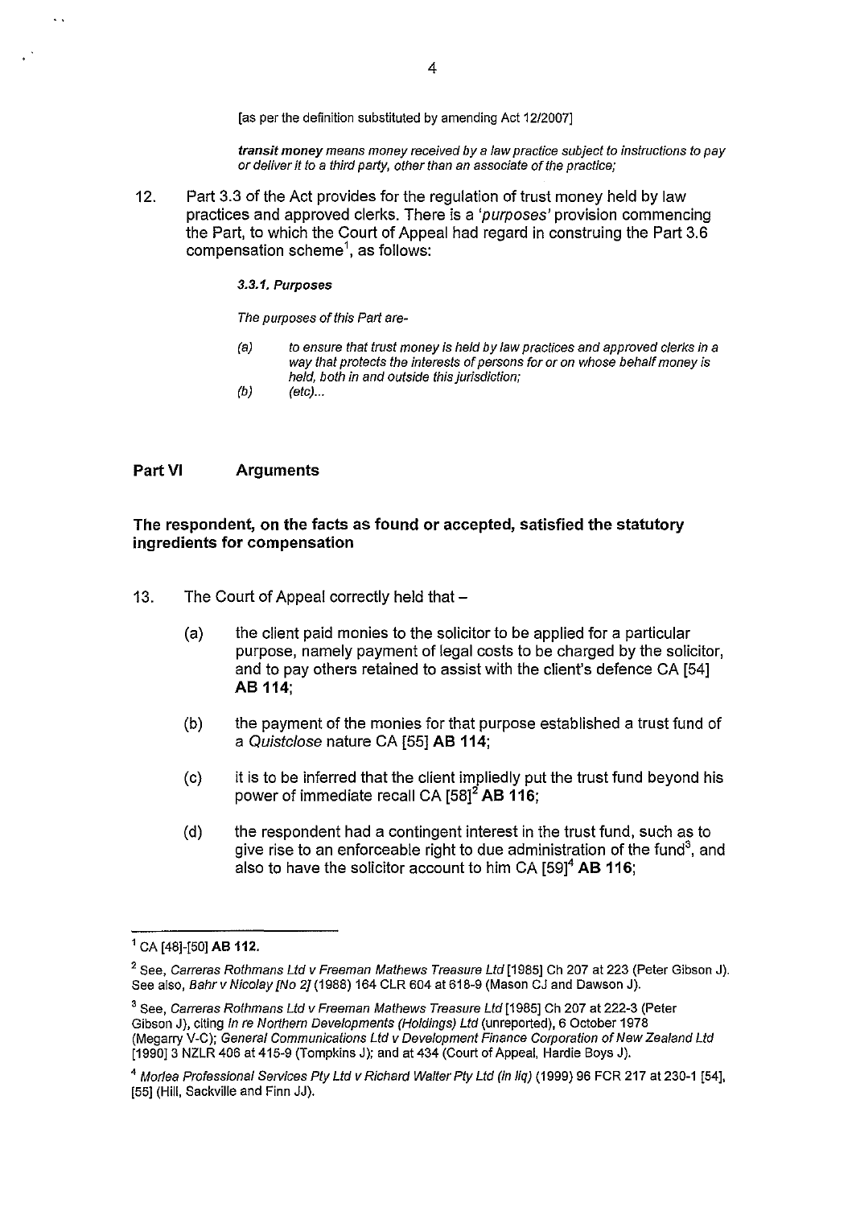[as per the definition substituted by amending Act 12/2007]

> ***transit money*** *means money received by a law practice subject to instructions to pay or deliver it to a third party, other than an associate of the practice;*

12. Part 3.3 of the Act provides for the regulation of trust money held by law practices and approved clerks. There is a *'purposes'* provision commencing the Part, to which the Court of Appeal had regard in construing the Part 3.6 compensation scheme[1], as follows:

> ***3.3.1. Purposes***
>
> *The purposes of this Part are-*
>
> *(a) to ensure that trust money is held by law practices and approved clerks in a way that protects the interests of persons for or on whose behalf money is held, both in and outside this jurisdiction;*
>
> *(b) (etc)...*

## Part VI Arguments

### The respondent, on the facts as found or accepted, satisfied the statutory ingredients for compensation

13. The Court of Appeal correctly held that –

    (a) the client paid monies to the solicitor to be applied for a particular purpose, namely payment of legal costs to be charged by the solicitor, and to pay others retained to assist with the client's defence CA [54] **AB 114**;

    (b) the payment of the monies for that purpose established a trust fund of a *Quistclose* nature CA [55] **AB 114**;

    (c) it is to be inferred that the client impliedly put the trust fund beyond his power of immediate recall CA [58][2] **AB 116**;

    (d) the respondent had a contingent interest in the trust fund, such as to give rise to an enforceable right to due administration of the fund[3], and also to have the solicitor account to him CA [59][4] **AB 116**;

---

[1] CA [48]-[50] **AB 112.**

[2] See, *Carreras Rothmans Ltd v Freeman Mathews Treasure Ltd* [1985] Ch 207 at 223 (Peter Gibson J). See also, *Bahr v Nicolay [No 2]* (1988) 164 CLR 604 at 618-9 (Mason CJ and Dawson J).

[3] See, *Carreras Rothmans Ltd v Freeman Mathews Treasure Ltd* [1985] Ch 207 at 222-3 (Peter Gibson J), citing *In re Northern Developments (Holdings) Ltd* (unreported), 6 October 1978 (Megarry V-C); *General Communications Ltd v Development Finance Corporation of New Zealand Ltd* [1990] 3 NZLR 406 at 415-9 (Tompkins J); and at 434 (Court of Appeal, Hardie Boys J).

[4] *Morlea Professional Services Pty Ltd v Richard Walter Pty Ltd (in liq)* (1999) 96 FCR 217 at 230-1 [54], [55] (Hill, Sackville and Finn JJ).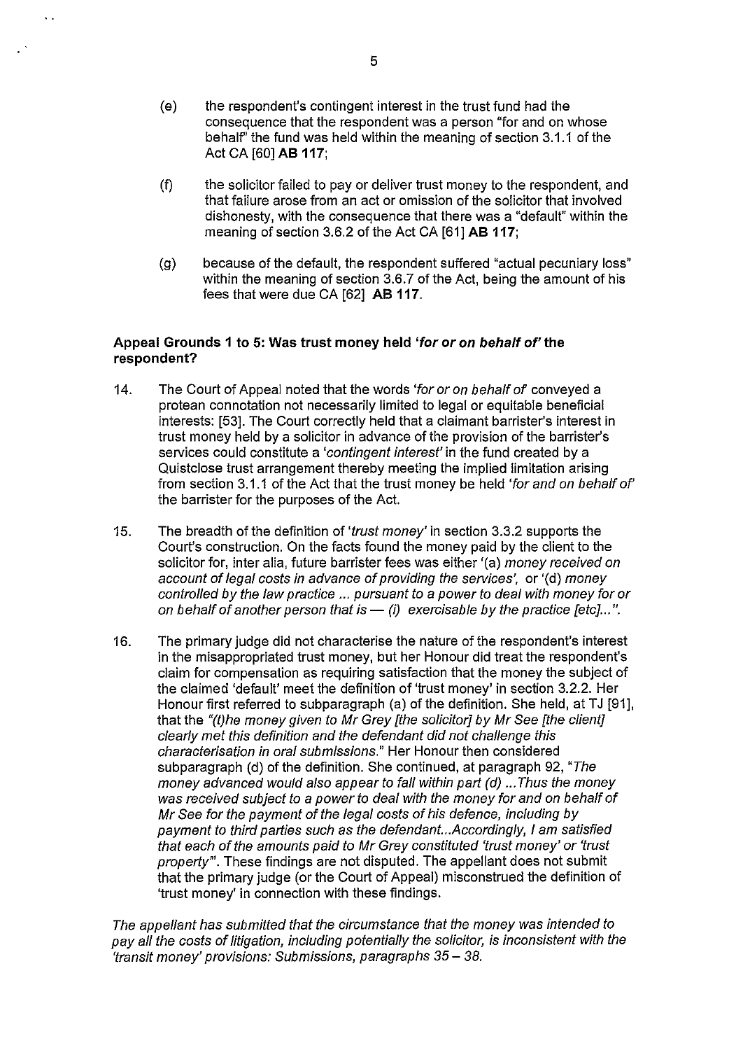(e) the respondent's contingent interest in the trust fund had the consequence that the respondent was a person "for and on whose behalf" the fund was held within the meaning of section 3.1.1 of the Act CA [60] **AB 117**;

(f) the solicitor failed to pay or deliver trust money to the respondent, and that failure arose from an act or omission of the solicitor that involved dishonesty, with the consequence that there was a "default" within the meaning of section 3.6.2 of the Act CA [61] **AB 117**;

(g) because of the default, the respondent suffered "actual pecuniary loss" within the meaning of section 3.6.7 of the Act, being the amount of his fees that were due CA [62] **AB 117**.

### Appeal Grounds 1 to 5: Was trust money held *'for or on behalf of'* the respondent?

14. The Court of Appeal noted that the words *'for or on behalf of'* conveyed a protean connotation not necessarily limited to legal or equitable beneficial interests: [53]. The Court correctly held that a claimant barrister's interest in trust money held by a solicitor in advance of the provision of the barrister's services could constitute a *'contingent interest'* in the fund created by a Quistclose trust arrangement thereby meeting the implied limitation arising from section 3.1.1 of the Act that the trust money be held *'for and on behalf of'* the barrister for the purposes of the Act.

15. The breadth of the definition of *'trust money'* in section 3.3.2 supports the Court's construction. On the facts found the money paid by the client to the solicitor for, inter alia, future barrister fees was either '(a) *money received on account of legal costs in advance of providing the services'*, or '(d) *money controlled by the law practice ... pursuant to a power to deal with money for or on behalf of another person that is — (i) exercisable by the practice [etc]...".*

16. The primary judge did not characterise the nature of the respondent's interest in the misappropriated trust money, but her Honour did treat the respondent's claim for compensation as requiring satisfaction that the money the subject of the claimed 'default' meet the definition of 'trust money' in section 3.2.2. Her Honour first referred to subparagraph (a) of the definition. She held, at TJ [91], that the *"(t)he money given to Mr Grey [the solicitor] by Mr See [the client] clearly met this definition and the defendant did not challenge this characterisation in oral submissions."* Her Honour then considered subparagraph (d) of the definition. She continued, at paragraph 92, "*The money advanced would also appear to fall within part (d) ...Thus the money was received subject to a power to deal with the money for and on behalf of Mr See for the payment of the legal costs of his defence, including by payment to third parties such as the defendant...Accordingly, I am satisfied that each of the amounts paid to Mr Grey constituted 'trust money' or 'trust property'*". These findings are not disputed. The appellant does not submit that the primary judge (or the Court of Appeal) misconstrued the definition of 'trust money' in connection with these findings.

*The appellant has submitted that the circumstance that the money was intended to pay all the costs of litigation, including potentially the solicitor, is inconsistent with the 'transit money' provisions: Submissions, paragraphs 35 – 38.*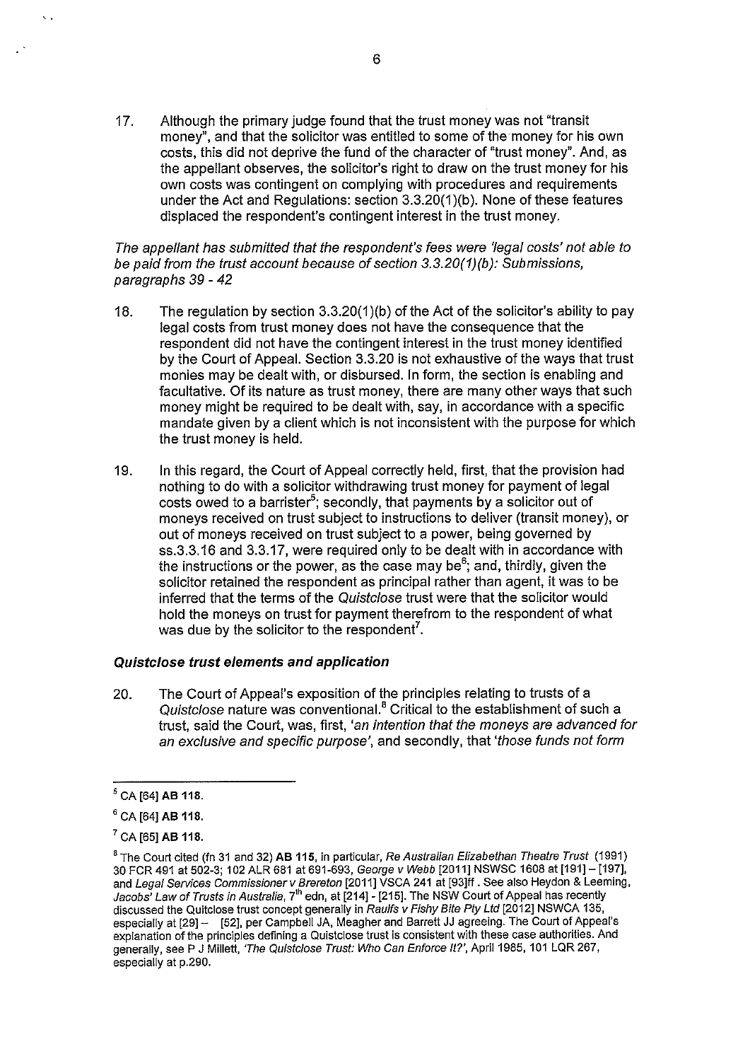17. Although the primary judge found that the trust money was not "transit money", and that the solicitor was entitled to some of the money for his own costs, this did not deprive the fund of the character of "trust money". And, as the appellant observes, the solicitor's right to draw on the trust money for his own costs was contingent on complying with procedures and requirements under the Act and Regulations: section 3.3.20(1)(b). None of these features displaced the respondent's contingent interest in the trust money.

*The appellant has submitted that the respondent's fees were 'legal costs' not able to be paid from the trust account because of section 3.3.20(1)(b): Submissions, paragraphs 39 - 42*

18. The regulation by section 3.3.20(1)(b) of the Act of the solicitor's ability to pay legal costs from trust money does not have the consequence that the respondent did not have the contingent interest in the trust money identified by the Court of Appeal. Section 3.3.20 is not exhaustive of the ways that trust monies may be dealt with, or disbursed. In form, the section is enabling and facultative. Of its nature as trust money, there are many other ways that such money might be required to be dealt with, say, in accordance with a specific mandate given by a client which is not inconsistent with the purpose for which the trust money is held.

19. In this regard, the Court of Appeal correctly held, first, that the provision had nothing to do with a solicitor withdrawing trust money for payment of legal costs owed to a barrister[5]; secondly, that payments by a solicitor out of moneys received on trust subject to instructions to deliver (transit money), or out of moneys received on trust subject to a power, being governed by ss.3.3.16 and 3.3.17, were required only to be dealt with in accordance with the instructions or the power, as the case may be[6]; and, thirdly, given the solicitor retained the respondent as principal rather than agent, it was to be inferred that the terms of the *Quistclose* trust were that the solicitor would hold the moneys on trust for payment therefrom to the respondent of what was due by the solicitor to the respondent[7].

### *Quistclose trust elements and application*

20. The Court of Appeal's exposition of the principles relating to trusts of a *Quistclose* nature was conventional.[8] Critical to the establishment of such a trust, said the Court, was, first, *'an intention that the moneys are advanced for an exclusive and specific purpose'*, and secondly, that *'those funds not form*

---

[5] CA [64] **AB 118.**

[6] CA [64] **AB 118.**

[7] CA [65] **AB 118.**

[8] The Court cited (fn 31 and 32) **AB 115**, in particular, *Re Australian Elizabethan Theatre Trust* (1991) 30 FCR 491 at 502-3; 102 ALR 681 at 691-693, *George v Webb* [2011] NSWSC 1608 at [191] – [197], and *Legal Services Commissioner v Brereton* [2011] VSCA 241 at [93]ff . See also Heydon & Leeming, *Jacobs' Law of Trusts in Australia*, 7th edn, at [214] - [215]. The NSW Court of Appeal has recently discussed the Quitclose trust concept generally in *Raulfs v Fishy Bite Pty Ltd* [2012] NSWCA 135, especially at [29] – [52], per Campbell JA, Meagher and Barrett JJ agreeing. The Court of Appeal's explanation of the principles defining a Quistclose trust is consistent with these case authorities. And generally, see P J Millett, *'The Quistclose Trust: Who Can Enforce It?'*, April 1985, 101 LQR 267, especially at p.290.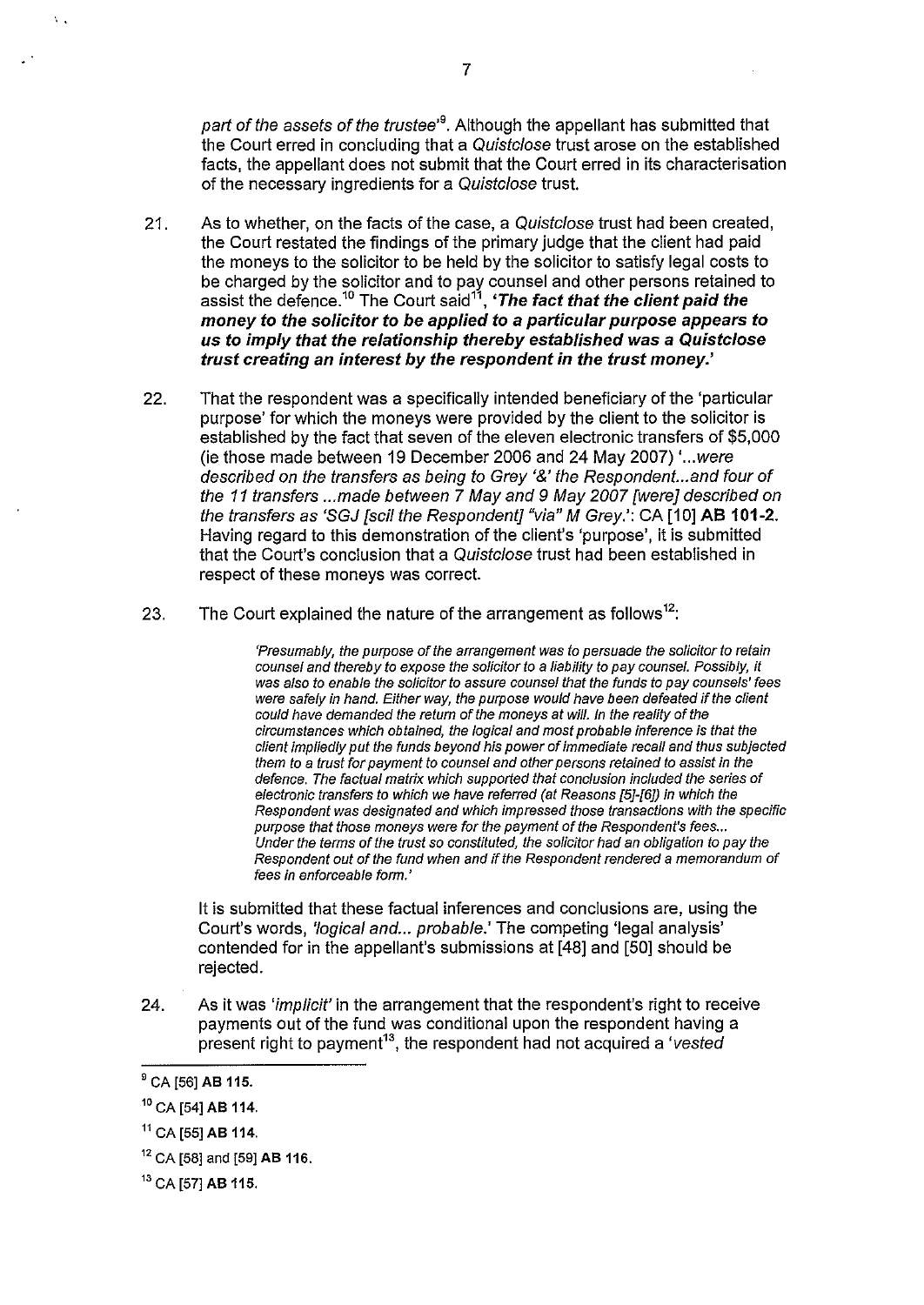*part of the assets of the trustee*'[9]. Although the appellant has submitted that the Court erred in concluding that a *Quistclose* trust arose on the established facts, the appellant does not submit that the Court erred in its characterisation of the necessary ingredients for a *Quistclose* trust.

21. As to whether, on the facts of the case, a *Quistclose* trust had been created, the Court restated the findings of the primary judge that the client had paid the moneys to the solicitor to be held by the solicitor to satisfy legal costs to be charged by the solicitor and to pay counsel and other persons retained to assist the defence.[10] The Court said[11], ***'The fact that the client paid the money to the solicitor to be applied to a particular purpose appears to us to imply that the relationship thereby established was a Quistclose trust creating an interest by the respondent in the trust money.'***

22. That the respondent was a specifically intended beneficiary of the 'particular purpose' for which the moneys were provided by the client to the solicitor is established by the fact that seven of the eleven electronic transfers of $5,000 (ie those made between 19 December 2006 and 24 May 2007) '*...were described on the transfers as being to Grey '&' the Respondent...and four of the 11 transfers ...made between 7 May and 9 May 2007 [were] described on the transfers as 'SGJ [scil the Respondent] "via" M Grey.'*: CA [10] **AB 101-2**. Having regard to this demonstration of the client's 'purpose', it is submitted that the Court's conclusion that a *Quistclose* trust had been established in respect of these moneys was correct.

23. The Court explained the nature of the arrangement as follows[12]:

> *'Presumably, the purpose of the arrangement was to persuade the solicitor to retain counsel and thereby to expose the solicitor to a liability to pay counsel. Possibly, it was also to enable the solicitor to assure counsel that the funds to pay counsels' fees were safely in hand. Either way, the purpose would have been defeated if the client could have demanded the return of the moneys at will. In the reality of the circumstances which obtained, the logical and most probable inference is that the client impliedly put the funds beyond his power of immediate recall and thus subjected them to a trust for payment to counsel and other persons retained to assist in the defence. The factual matrix which supported that conclusion included the series of electronic transfers to which we have referred (at Reasons [5]-[6]) in which the Respondent was designated and which impressed those transactions with the specific purpose that those moneys were for the payment of the Respondent's fees... Under the terms of the trust so constituted, the solicitor had an obligation to pay the Respondent out of the fund when and if the Respondent rendered a memorandum of fees in enforceable form.'*

It is submitted that these factual inferences and conclusions are, using the Court's words, *'logical and... probable.'* The competing 'legal analysis' contended for in the appellant's submissions at [48] and [50] should be rejected.

24. As it was '*implicit*' in the arrangement that the respondent's right to receive payments out of the fund was conditional upon the respondent having a present right to payment[13], the respondent had not acquired a '*vested*

---

[9] CA [56] **AB 115**.

[10] CA [54] **AB 114**.

[11] CA [55] **AB 114**.

[12] CA [58] and [59] **AB 116**.

[13] CA [57] **AB 115**.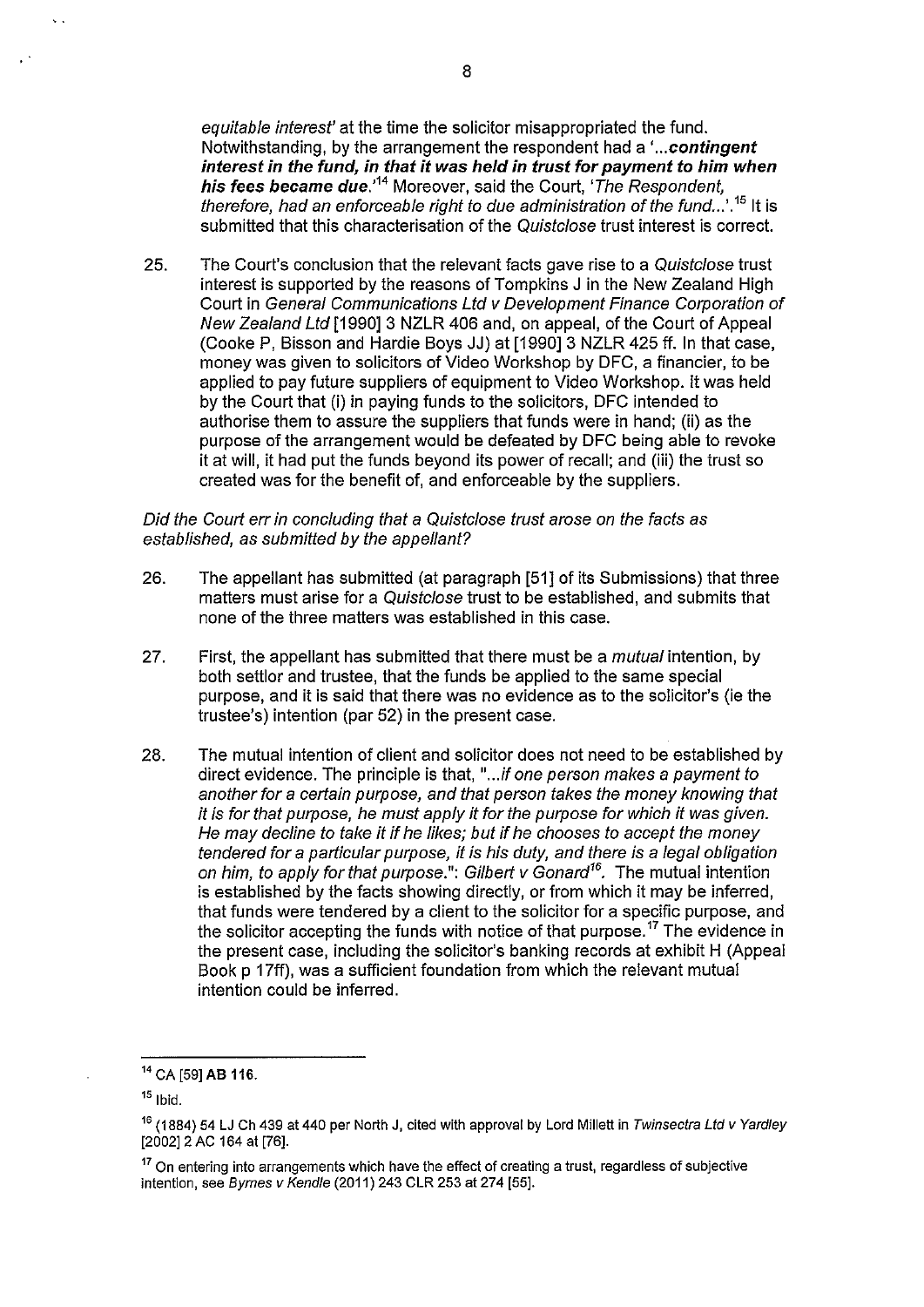*equitable interest*' at the time the solicitor misappropriated the fund. Notwithstanding, by the arrangement the respondent had a '*...**contingent interest in the fund, in that it was held in trust for payment to him when his fees became due.***'[14] Moreover, said the Court, '*The Respondent, therefore, had an enforceable right to due administration of the fund...*'.[15] It is submitted that this characterisation of the *Quistclose* trust interest is correct.

25. The Court's conclusion that the relevant facts gave rise to a *Quistclose* trust interest is supported by the reasons of Tompkins J in the New Zealand High Court in *General Communications Ltd v Development Finance Corporation of New Zealand Ltd* [1990] 3 NZLR 406 and, on appeal, of the Court of Appeal (Cooke P, Bisson and Hardie Boys JJ) at [1990] 3 NZLR 425 ff. In that case, money was given to solicitors of Video Workshop by DFC, a financier, to be applied to pay future suppliers of equipment to Video Workshop. It was held by the Court that (i) in paying funds to the solicitors, DFC intended to authorise them to assure the suppliers that funds were in hand; (ii) as the purpose of the arrangement would be defeated by DFC being able to revoke it at will, it had put the funds beyond its power of recall; and (iii) the trust so created was for the benefit of, and enforceable by the suppliers.

*Did the Court err in concluding that a Quistclose trust arose on the facts as established, as submitted by the appellant?*

26. The appellant has submitted (at paragraph [51] of its Submissions) that three matters must arise for a *Quistclose* trust to be established, and submits that none of the three matters was established in this case.

27. First, the appellant has submitted that there must be a *mutual* intention, by both settlor and trustee, that the funds be applied to the same special purpose, and it is said that there was no evidence as to the solicitor's (ie the trustee's) intention (par 52) in the present case.

28. The mutual intention of client and solicitor does not need to be established by direct evidence. The principle is that, "*...if one person makes a payment to another for a certain purpose, and that person takes the money knowing that it is for that purpose, he must apply it for the purpose for which it was given. He may decline to take it if he likes; but if he chooses to accept the money tendered for a particular purpose, it is his duty, and there is a legal obligation on him, to apply for that purpose.*": *Gilbert v Gonard*[16]. The mutual intention is established by the facts showing directly, or from which it may be inferred, that funds were tendered by a client to the solicitor for a specific purpose, and the solicitor accepting the funds with notice of that purpose.[17] The evidence in the present case, including the solicitor's banking records at exhibit H (Appeal Book p 17ff), was a sufficient foundation from which the relevant mutual intention could be inferred.

---

[14] CA [59] **AB 116**.

[15] Ibid.

[16] (1884) 54 LJ Ch 439 at 440 per North J, cited with approval by Lord Millett in *Twinsectra Ltd v Yardley* [2002] 2 AC 164 at [76].

[17] On entering into arrangements which have the effect of creating a trust, regardless of subjective intention, see *Byrnes v Kendle* (2011) 243 CLR 253 at 274 [55].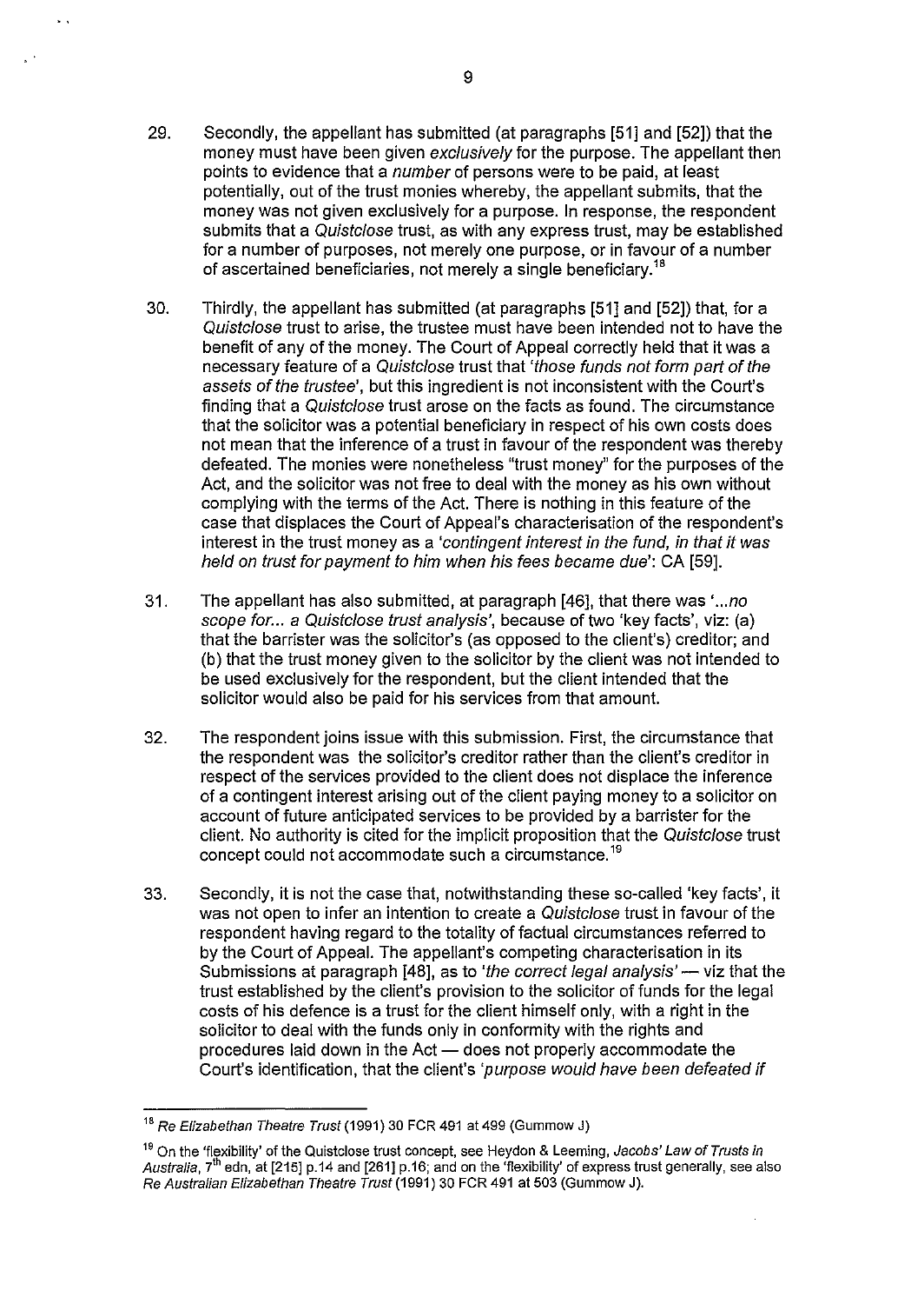29. Secondly, the appellant has submitted (at paragraphs [51] and [52]) that the money must have been given *exclusively* for the purpose. The appellant then points to evidence that a *number* of persons were to be paid, at least potentially, out of the trust monies whereby, the appellant submits, that the money was not given exclusively for a purpose. In response, the respondent submits that a *Quistclose* trust, as with any express trust, may be established for a number of purposes, not merely one purpose, or in favour of a number of ascertained beneficiaries, not merely a single beneficiary.[18]

30. Thirdly, the appellant has submitted (at paragraphs [51] and [52]) that, for a *Quistclose* trust to arise, the trustee must have been intended not to have the benefit of any of the money. The Court of Appeal correctly held that it was a necessary feature of a *Quistclose* trust that *'those funds not form part of the assets of the trustee'*, but this ingredient is not inconsistent with the Court's finding that a *Quistclose* trust arose on the facts as found. The circumstance that the solicitor was a potential beneficiary in respect of his own costs does not mean that the inference of a trust in favour of the respondent was thereby defeated. The monies were nonetheless "trust money" for the purposes of the Act, and the solicitor was not free to deal with the money as his own without complying with the terms of the Act. There is nothing in this feature of the case that displaces the Court of Appeal's characterisation of the respondent's interest in the trust money as a *'contingent interest in the fund, in that it was held on trust for payment to him when his fees became due'*: CA [59].

31. The appellant has also submitted, at paragraph [46], that there was *'...no scope for... a Quistclose trust analysis'*, because of two 'key facts', viz: (a) that the barrister was the solicitor's (as opposed to the client's) creditor; and (b) that the trust money given to the solicitor by the client was not intended to be used exclusively for the respondent, but the client intended that the solicitor would also be paid for his services from that amount.

32. The respondent joins issue with this submission. First, the circumstance that the respondent was the solicitor's creditor rather than the client's creditor in respect of the services provided to the client does not displace the inference of a contingent interest arising out of the client paying money to a solicitor on account of future anticipated services to be provided by a barrister for the client. No authority is cited for the implicit proposition that the *Quistclose* trust concept could not accommodate such a circumstance.[19]

33. Secondly, it is not the case that, notwithstanding these so-called 'key facts', it was not open to infer an intention to create a *Quistclose* trust in favour of the respondent having regard to the totality of factual circumstances referred to by the Court of Appeal. The appellant's competing characterisation in its Submissions at paragraph [48], as to *'the correct legal analysis'* — viz that the trust established by the client's provision to the solicitor of funds for the legal costs of his defence is a trust for the client himself only, with a right in the solicitor to deal with the funds only in conformity with the rights and procedures laid down in the Act — does not properly accommodate the Court's identification, that the client's *'purpose would have been defeated if*

---

[18] *Re Elizabethan Theatre Trust* (1991) 30 FCR 491 at 499 (Gummow J)

[19] On the 'flexibility' of the Quistclose trust concept, see Heydon & Leeming, *Jacobs' Law of Trusts in Australia*, 7th edn, at [215] p.14 and [261] p.16; and on the 'flexibility' of express trust generally, see also *Re Australian Elizabethan Theatre Trust* (1991) 30 FCR 491 at 503 (Gummow J).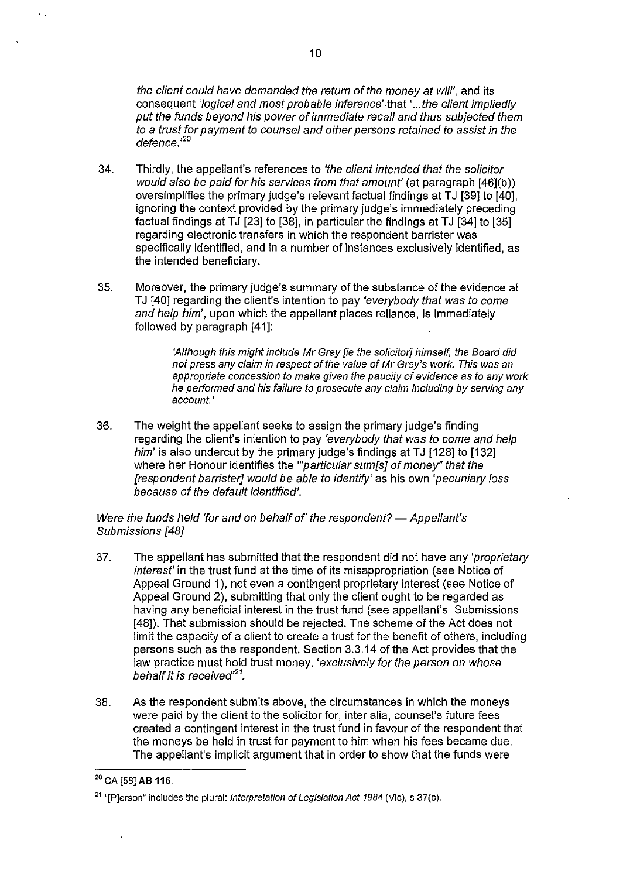*the client could have demanded the return of the money at will'*, and its consequent '*logical and most probable inference*' that '*...the client impliedly put the funds beyond his power of immediate recall and thus subjected them to a trust for payment to counsel and other persons retained to assist in the defence.*'[20]

34. Thirdly, the appellant's references to *'the client intended that the solicitor would also be paid for his services from that amount'* (at paragraph [46](b)) oversimplifies the primary judge's relevant factual findings at TJ [39] to [40], ignoring the context provided by the primary judge's immediately preceding factual findings at TJ [23] to [38], in particular the findings at TJ [34] to [35] regarding electronic transfers in which the respondent barrister was specifically identified, and in a number of instances exclusively identified, as the intended beneficiary.

35. Moreover, the primary judge's summary of the substance of the evidence at TJ [40] regarding the client's intention to pay *'everybody that was to come and help him'*, upon which the appellant places reliance, is immediately followed by paragraph [41]:

> *'Although this might include Mr Grey [ie the solicitor] himself, the Board did not press any claim in respect of the value of Mr Grey's work. This was an appropriate concession to make given the paucity of evidence as to any work he performed and his failure to prosecute any claim including by serving any account.'*

36. The weight the appellant seeks to assign the primary judge's finding regarding the client's intention to pay *'everybody that was to come and help him'* is also undercut by the primary judge's findings at TJ [128] to [132] where her Honour identifies the *'"particular sum[s] of money" that the [respondent barrister] would be able to identify'* as his own *'pecuniary loss because of the default identified'*.

*Were the funds held 'for and on behalf of' the respondent? — Appellant's Submissions [48]*

37. The appellant has submitted that the respondent did not have any *'proprietary interest'* in the trust fund at the time of its misappropriation (see Notice of Appeal Ground 1), not even a contingent proprietary interest (see Notice of Appeal Ground 2), submitting that only the client ought to be regarded as having any beneficial interest in the trust fund (see appellant's Submissions [48]). That submission should be rejected. The scheme of the Act does not limit the capacity of a client to create a trust for the benefit of others, including persons such as the respondent. Section 3.3.14 of the Act provides that the law practice must hold trust money, *'exclusively for the person on whose behalf it is received'*[21].

38. As the respondent submits above, the circumstances in which the moneys were paid by the client to the solicitor for, inter alia, counsel's future fees created a contingent interest in the trust fund in favour of the respondent that the moneys be held in trust for payment to him when his fees became due. The appellant's implicit argument that in order to show that the funds were

---

[20] CA [58] **AB 116**.

[21] "[P]erson" includes the plural: *Interpretation of Legislation Act 1984* (Vic), s 37(c).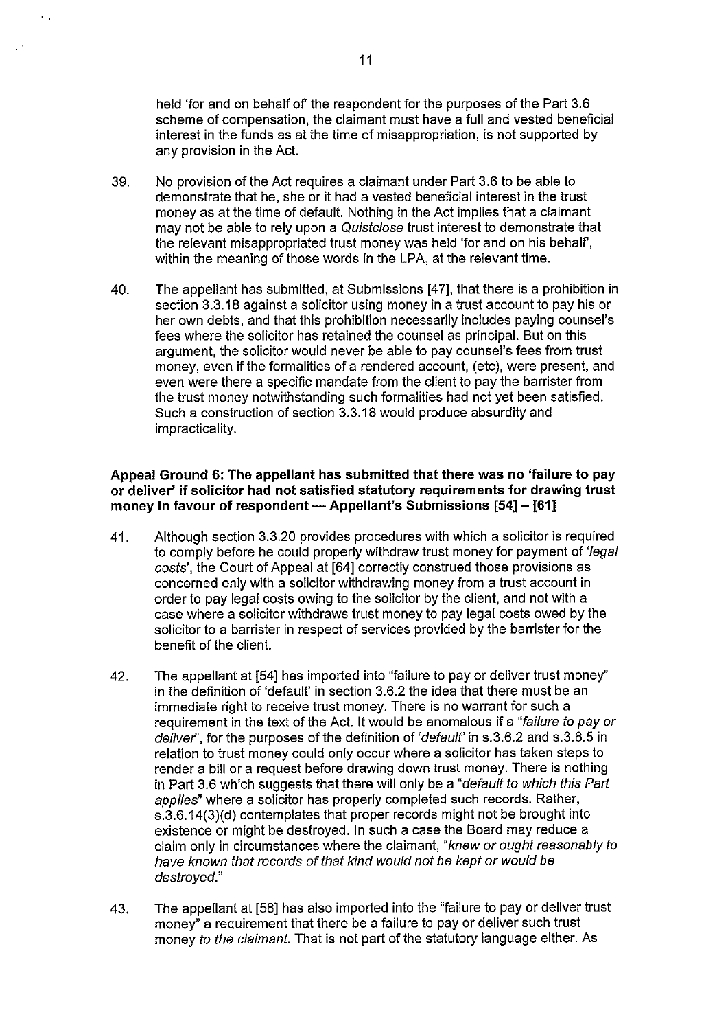held 'for and on behalf of' the respondent for the purposes of the Part 3.6 scheme of compensation, the claimant must have a full and vested beneficial interest in the funds as at the time of misappropriation, is not supported by any provision in the Act.

39. No provision of the Act requires a claimant under Part 3.6 to be able to demonstrate that he, she or it had a vested beneficial interest in the trust money as at the time of default. Nothing in the Act implies that a claimant may not be able to rely upon a *Quistclose* trust interest to demonstrate that the relevant misappropriated trust money was held 'for and on his behalf', within the meaning of those words in the LPA, at the relevant time.

40. The appellant has submitted, at Submissions [47], that there is a prohibition in section 3.3.18 against a solicitor using money in a trust account to pay his or her own debts, and that this prohibition necessarily includes paying counsel's fees where the solicitor has retained the counsel as principal. But on this argument, the solicitor would never be able to pay counsel's fees from trust money, even if the formalities of a rendered account, (etc), were present, and even were there a specific mandate from the client to pay the barrister from the trust money notwithstanding such formalities had not yet been satisfied. Such a construction of section 3.3.18 would produce absurdity and impracticality.

**Appeal Ground 6: The appellant has submitted that there was no 'failure to pay or deliver' if solicitor had not satisfied statutory requirements for drawing trust money in favour of respondent — Appellant's Submissions [54] – [61]**

41. Although section 3.3.20 provides procedures with which a solicitor is required to comply before he could properly withdraw trust money for payment of *'legal costs'*, the Court of Appeal at [64] correctly construed those provisions as concerned only with a solicitor withdrawing money from a trust account in order to pay legal costs owing to the solicitor by the client, and not with a case where a solicitor withdraws trust money to pay legal costs owed by the solicitor to a barrister in respect of services provided by the barrister for the benefit of the client.

42. The appellant at [54] has imported into "failure to pay or deliver trust money" in the definition of 'default' in section 3.6.2 the idea that there must be an immediate right to receive trust money. There is no warrant for such a requirement in the text of the Act. It would be anomalous if a *"failure to pay or deliver"*, for the purposes of the definition of *'default'* in s.3.6.2 and s.3.6.5 in relation to trust money could only occur where a solicitor has taken steps to render a bill or a request before drawing down trust money. There is nothing in Part 3.6 which suggests that there will only be a *"default to which this Part applies"* where a solicitor has properly completed such records. Rather, s.3.6.14(3)(d) contemplates that proper records might not be brought into existence or might be destroyed. In such a case the Board may reduce a claim only in circumstances where the claimant, *"knew or ought reasonably to have known that records of that kind would not be kept or would be destroyed."*

43. The appellant at [58] has also imported into the "failure to pay or deliver trust money" a requirement that there be a failure to pay or deliver such trust money *to the claimant*. That is not part of the statutory language either. As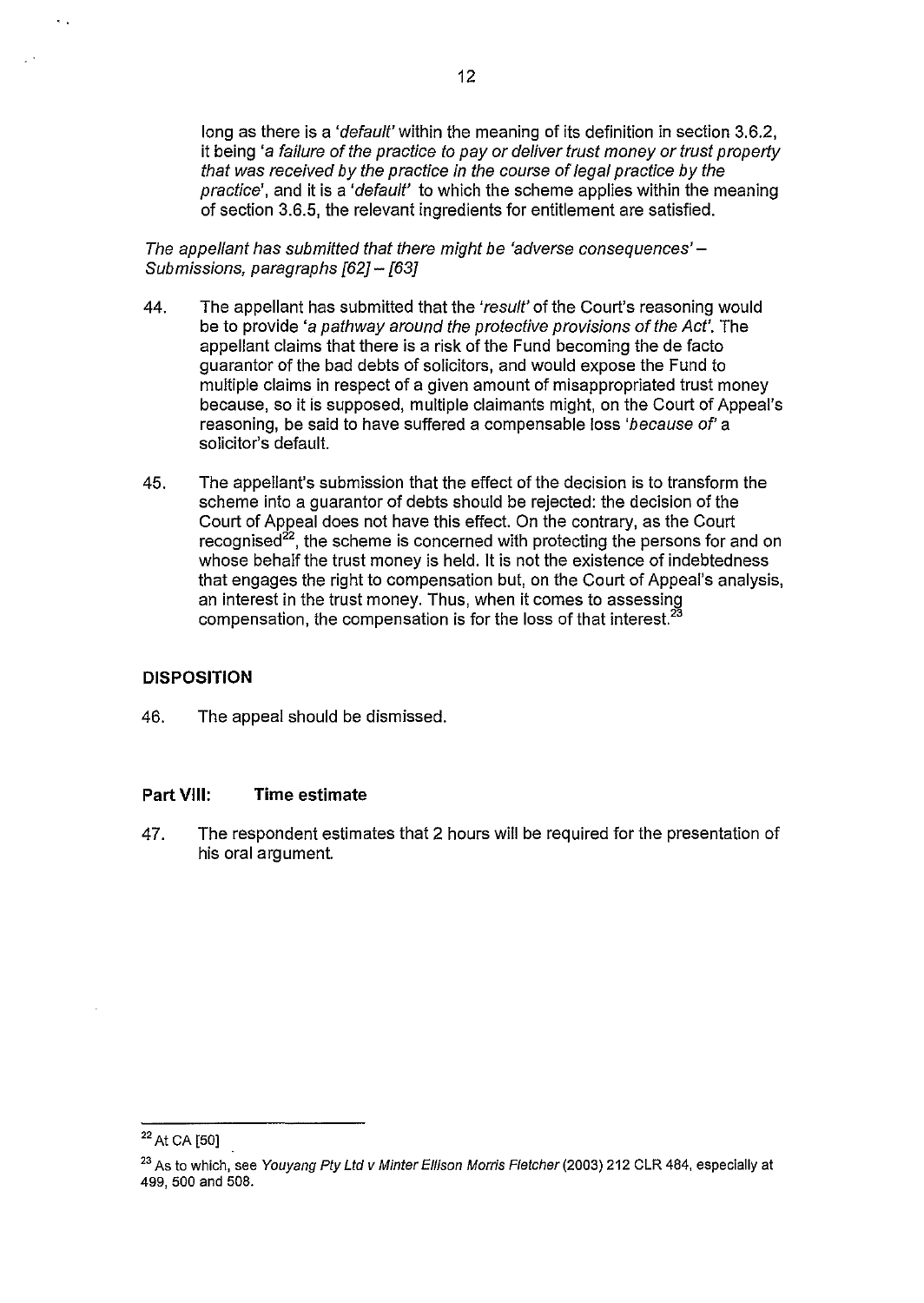long as there is a '*default*' within the meaning of its definition in section 3.6.2, it being '*a failure of the practice to pay or deliver trust money or trust property that was received by the practice in the course of legal practice by the practice*', and it is a '*default*' to which the scheme applies within the meaning of section 3.6.5, the relevant ingredients for entitlement are satisfied.

*The appellant has submitted that there might be 'adverse consequences' – Submissions, paragraphs [62] – [63]*

44. The appellant has submitted that the '*result*' of the Court's reasoning would be to provide '*a pathway around the protective provisions of the Act*'. The appellant claims that there is a risk of the Fund becoming the de facto guarantor of the bad debts of solicitors, and would expose the Fund to multiple claims in respect of a given amount of misappropriated trust money because, so it is supposed, multiple claimants might, on the Court of Appeal's reasoning, be said to have suffered a compensable loss '*because of*' a solicitor's default.

45. The appellant's submission that the effect of the decision is to transform the scheme into a guarantor of debts should be rejected: the decision of the Court of Appeal does not have this effect. On the contrary, as the Court recognised[22], the scheme is concerned with protecting the persons for and on whose behalf the trust money is held. It is not the existence of indebtedness that engages the right to compensation but, on the Court of Appeal's analysis, an interest in the trust money. Thus, when it comes to assessing compensation, the compensation is for the loss of that interest.[23]

## DISPOSITION

46. The appeal should be dismissed.

## Part VIII: Time estimate

47. The respondent estimates that 2 hours will be required for the presentation of his oral argument.

---

[22] At CA [50]

[23] As to which, see *Youyang Pty Ltd v Minter Ellison Morris Fletcher* (2003) 212 CLR 484, especially at 499, 500 and 508.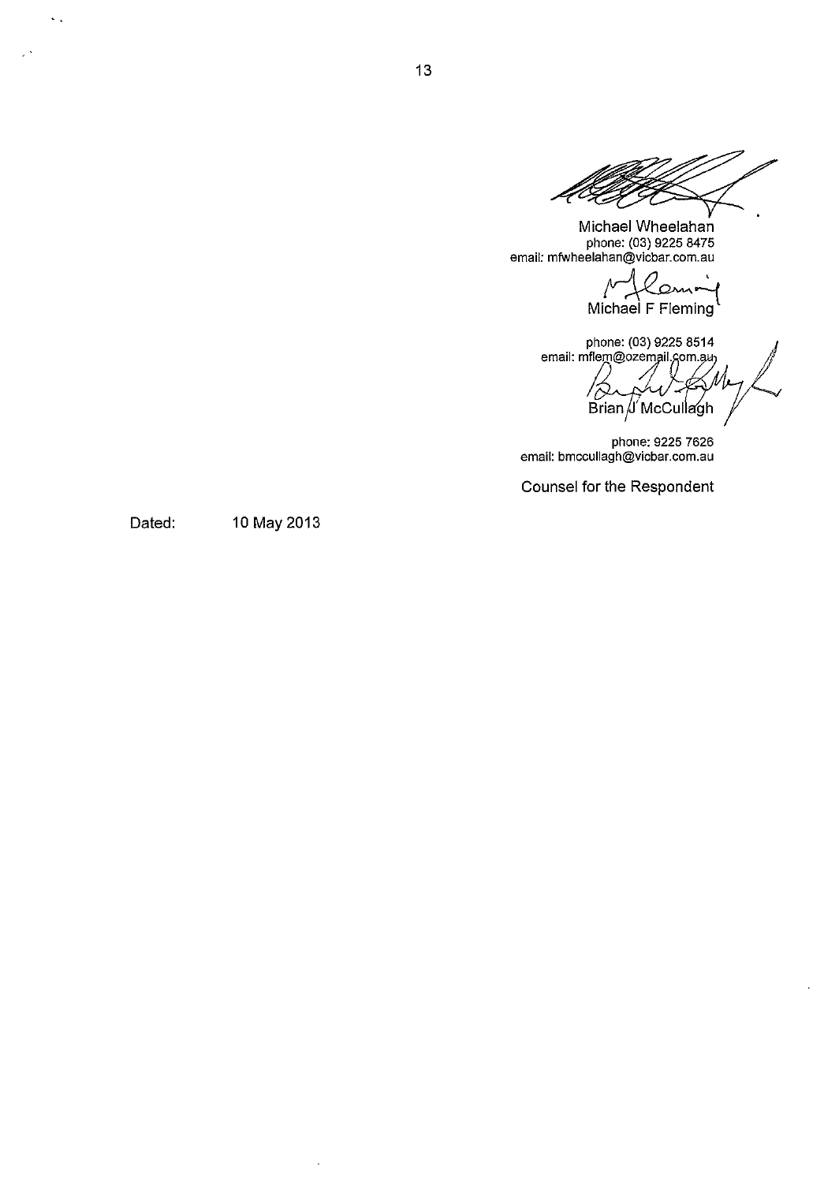Michael Wheelahan
phone: (03) 9225 8475
email: mfwheelahan@vicbar.com.au

Michael F Fleming

phone: (03) 9225 8514
email: mflem@ozemail.com.au

Brian J McCullagh

phone: 9225 7626
email: bmccullagh@vicbar.com.au

Counsel for the Respondent

Dated: 10 May 2013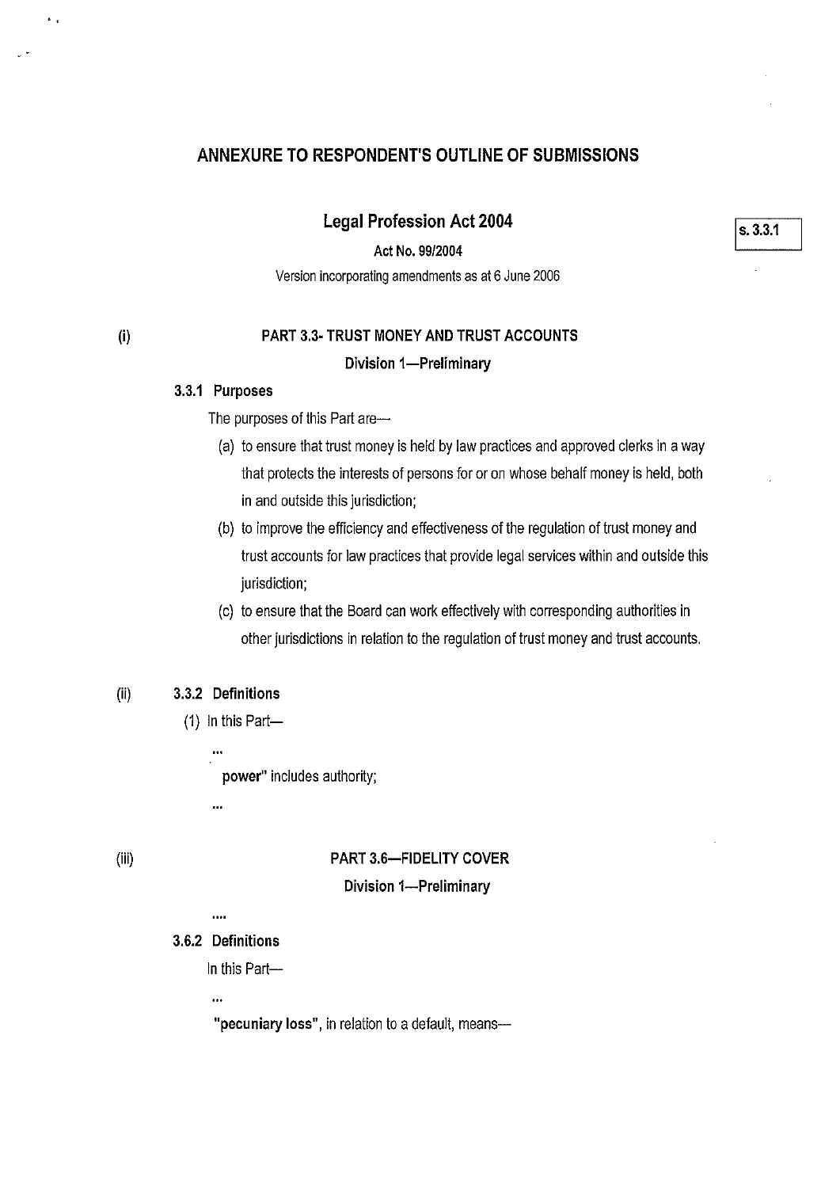## ANNEXURE TO RESPONDENT'S OUTLINE OF SUBMISSIONS

### Legal Profession Act 2004

s. 3.3.1

**Act No. 99/2004**

Version incorporating amendments as at 6 June 2006

(i)

**PART 3.3- TRUST MONEY AND TRUST ACCOUNTS**

**Division 1—Preliminary**

**3.3.1 Purposes**

The purposes of this Part are—

(a) to ensure that trust money is held by law practices and approved clerks in a way that protects the interests of persons for or on whose behalf money is held, both in and outside this jurisdiction;

(b) to improve the efficiency and effectiveness of the regulation of trust money and trust accounts for law practices that provide legal services within and outside this jurisdiction;

(c) to ensure that the Board can work effectively with corresponding authorities in other jurisdictions in relation to the regulation of trust money and trust accounts.

(ii) **3.3.2 Definitions**

(1) In this Part—

...

**power"** includes authority;

...

(iii)

**PART 3.6—FIDELITY COVER**

**Division 1—Preliminary**

....

**3.6.2 Definitions**

In this Part—

...

**"pecuniary loss"**, in relation to a default, means—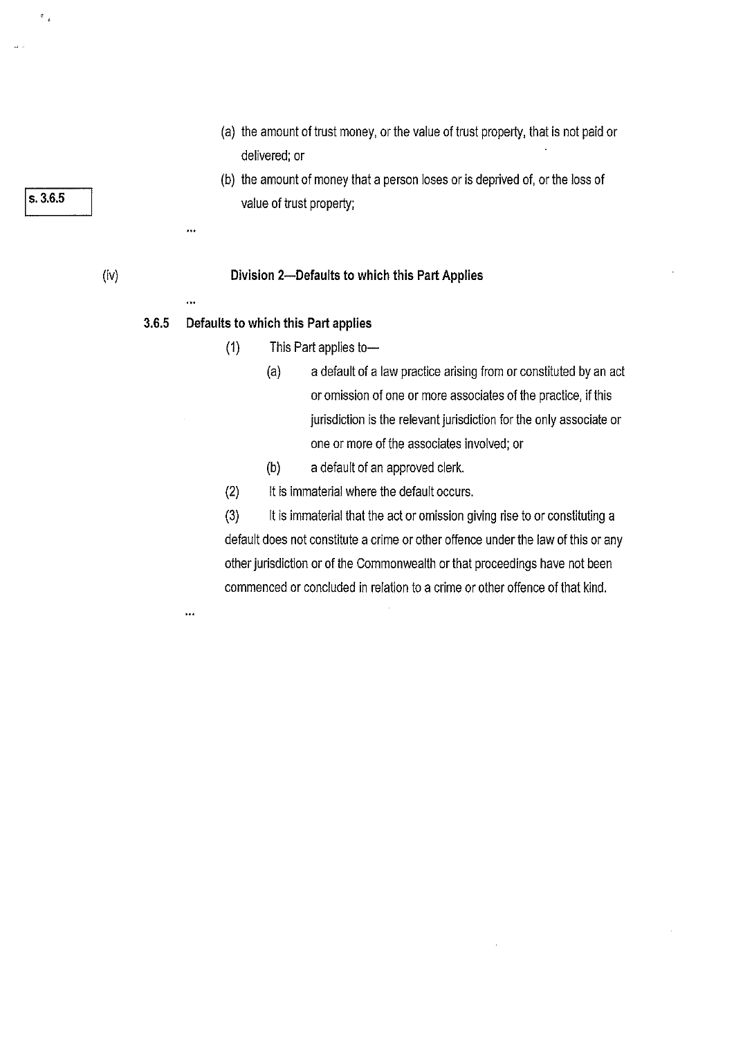(a) the amount of trust money, or the value of trust property, that is not paid or delivered; or

(b) the amount of money that a person loses or is deprived of, or the loss of value of trust property;

s. 3.6.5

...

(iv) **Division 2—Defaults to which this Part Applies**

...

**3.6.5 Defaults to which this Part applies**

(1) This Part applies to—

(a) a default of a law practice arising from or constituted by an act or omission of one or more associates of the practice, if this jurisdiction is the relevant jurisdiction for the only associate or one or more of the associates involved; or

(b) a default of an approved clerk.

(2) It is immaterial where the default occurs.

(3) It is immaterial that the act or omission giving rise to or constituting a default does not constitute a crime or other offence under the law of this or any other jurisdiction or of the Commonwealth or that proceedings have not been commenced or concluded in relation to a crime or other offence of that kind.

...